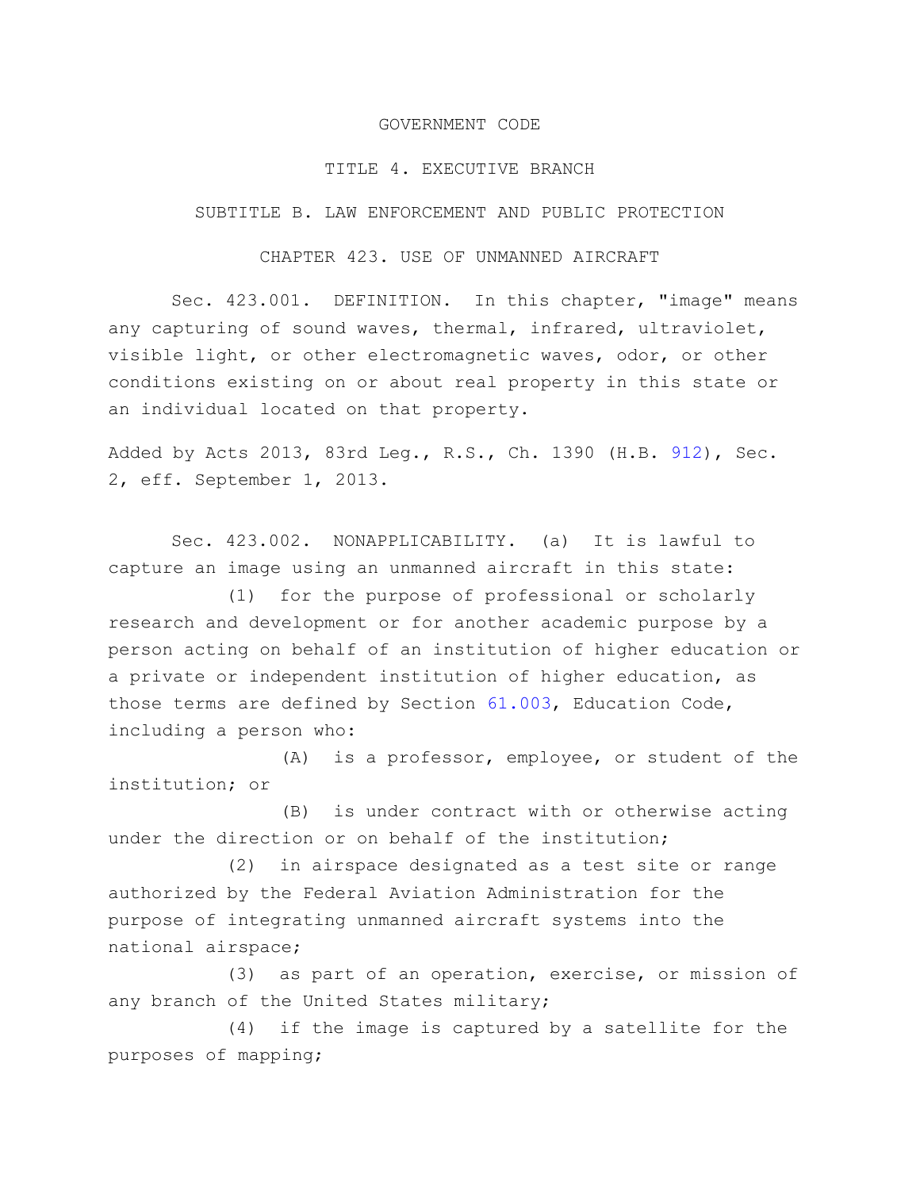GOVERNMENT CODE

TITLE 4. EXECUTIVE BRANCH

SUBTITLE B. LAW ENFORCEMENT AND PUBLIC PROTECTION

CHAPTER 423. USE OF UNMANNED AIRCRAFT

Sec. 423.001. DEFINITION. In this chapter, "image" means any capturing of sound waves, thermal, infrared, ultraviolet, visible light, or other electromagnetic waves, odor, or other conditions existing on or about real property in this state or an individual located on that property.

Added by Acts 2013, 83rd Leg., R.S., Ch. 1390 (H.B. 912), Sec. 2, eff. September 1, 2013.

Sec. 423.002. NONAPPLICABILITY. (a) It is lawful to capture an image using an unmanned aircraft in this state:

(1) for the purpose of professional or scholarly research and development or for another academic purpose by a person acting on behalf of an institution of higher education or a private or independent institution of higher education, as those terms are defined by Section 61.003, Education Code, including a person who:

(A) is a professor, employee, or student of the institution; or

(B) is under contract with or otherwise acting under the direction or on behalf of the institution;

(2) in airspace designated as a test site or range authorized by the Federal Aviation Administration for the purpose of integrating unmanned aircraft systems into the national airspace;

(3) as part of an operation, exercise, or mission of any branch of the United States military;

(4) if the image is captured by a satellite for the purposes of mapping;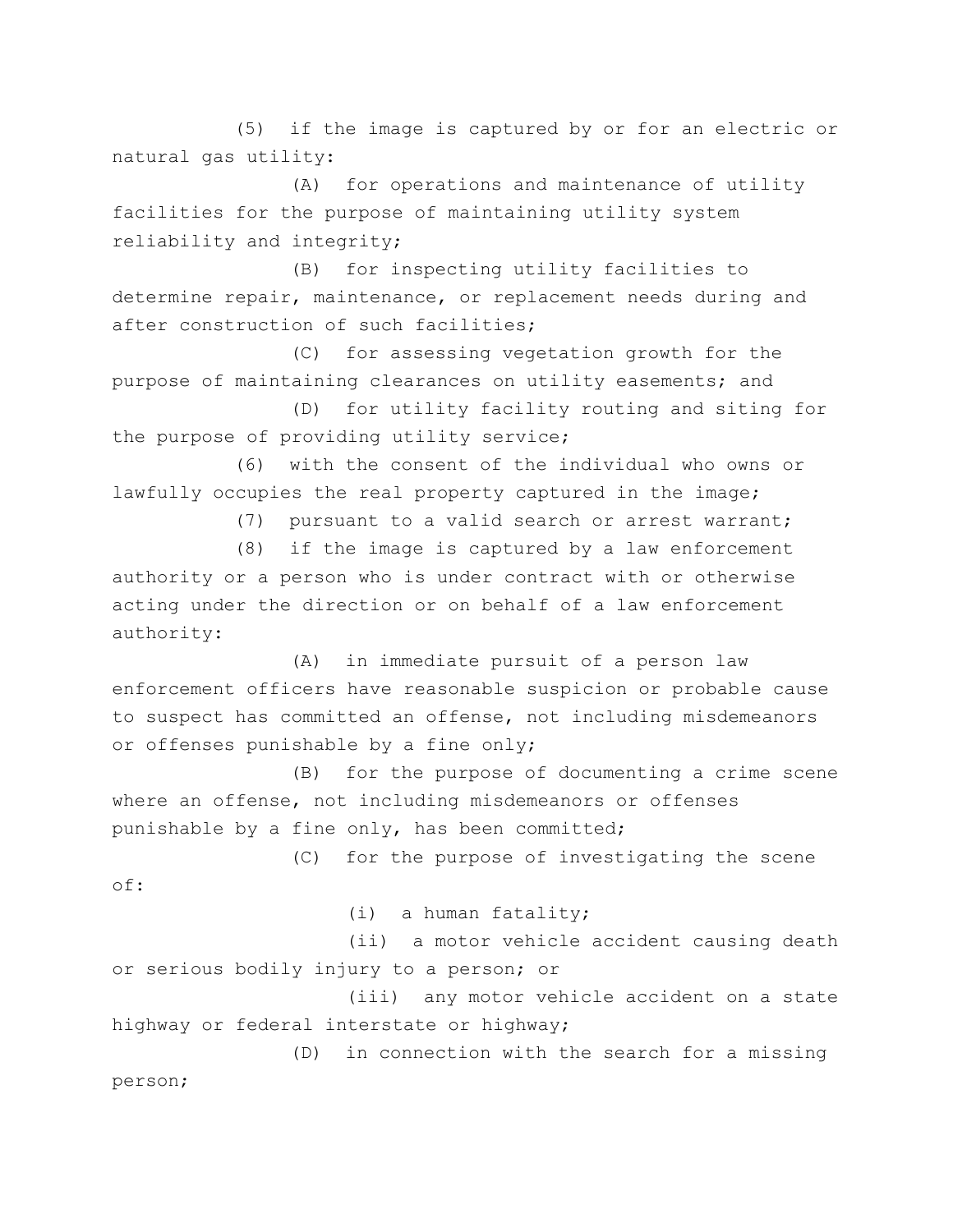(5) if the image is captured by or for an electric or natural gas utility:

(A) for operations and maintenance of utility facilities for the purpose of maintaining utility system reliability and integrity;

(B) for inspecting utility facilities to determine repair, maintenance, or replacement needs during and after construction of such facilities;

(C) for assessing vegetation growth for the purpose of maintaining clearances on utility easements; and

(D) for utility facility routing and siting for the purpose of providing utility service;

(6) with the consent of the individual who owns or lawfully occupies the real property captured in the image;

(7) pursuant to a valid search or arrest warrant;

(8) if the image is captured by a law enforcement authority or a person who is under contract with or otherwise acting under the direction or on behalf of a law enforcement authority:

(A) in immediate pursuit of a person law enforcement officers have reasonable suspicion or probable cause to suspect has committed an offense, not including misdemeanors or offenses punishable by a fine only;

(B) for the purpose of documenting a crime scene where an offense, not including misdemeanors or offenses punishable by a fine only, has been committed;

(C) for the purpose of investigating the scene of:

(i) a human fatality;

(ii) a motor vehicle accident causing death or serious bodily injury to a person; or

(iii) any motor vehicle accident on a state highway or federal interstate or highway;

(D) in connection with the search for a missing person;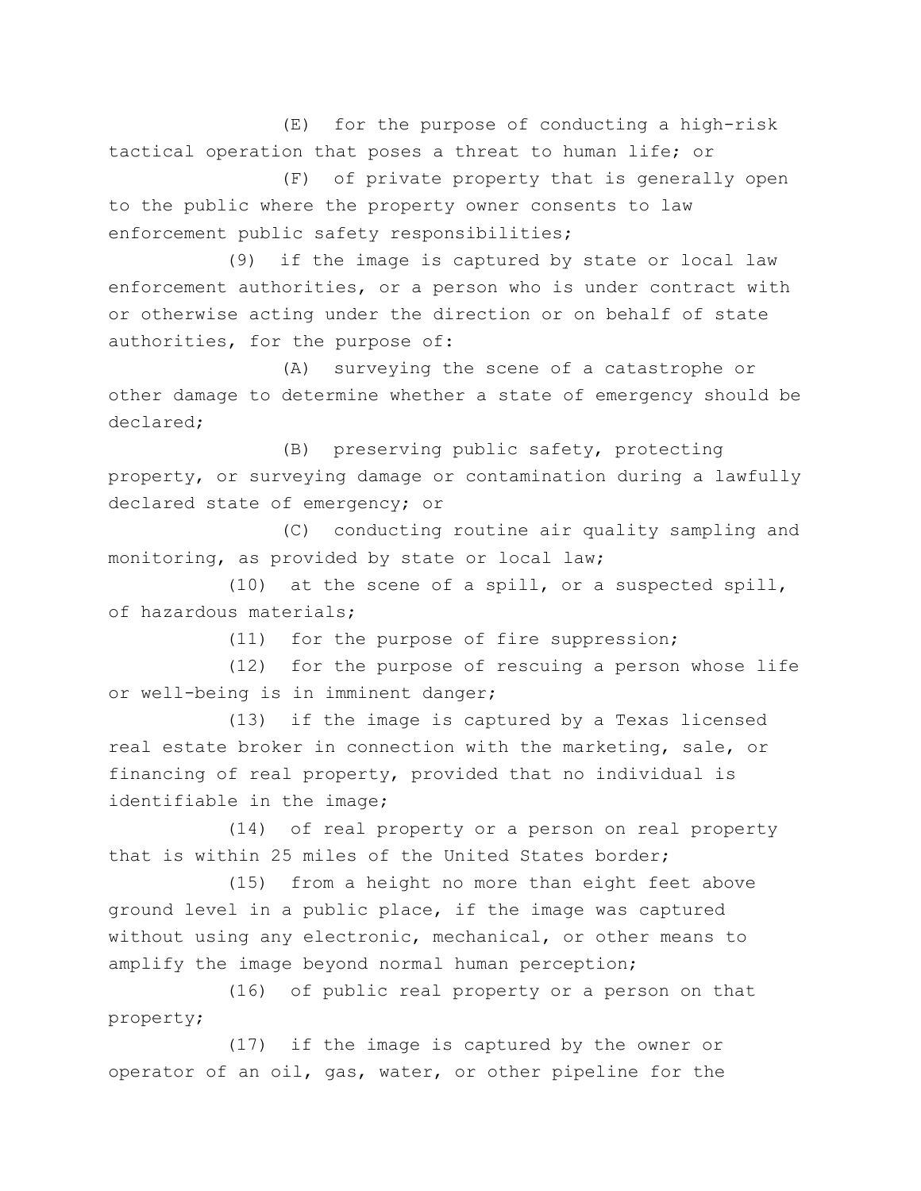(E) for the purpose of conducting a high-risk tactical operation that poses a threat to human life; or

(F) of private property that is generally open to the public where the property owner consents to law enforcement public safety responsibilities;

(9) if the image is captured by state or local law enforcement authorities, or a person who is under contract with or otherwise acting under the direction or on behalf of state authorities, for the purpose of:

(A) surveying the scene of a catastrophe or other damage to determine whether a state of emergency should be declared;

(B) preserving public safety, protecting property, or surveying damage or contamination during a lawfully declared state of emergency; or

(C) conducting routine air quality sampling and monitoring, as provided by state or local law;

(10) at the scene of a spill, or a suspected spill, of hazardous materials;

(11) for the purpose of fire suppression;

(12) for the purpose of rescuing a person whose life or well-being is in imminent danger;

(13) if the image is captured by a Texas licensed real estate broker in connection with the marketing, sale, or financing of real property, provided that no individual is identifiable in the image;

(14) of real property or a person on real property that is within 25 miles of the United States border;

(15) from a height no more than eight feet above ground level in a public place, if the image was captured without using any electronic, mechanical, or other means to amplify the image beyond normal human perception;

(16) of public real property or a person on that property;

(17) if the image is captured by the owner or operator of an oil, gas, water, or other pipeline for the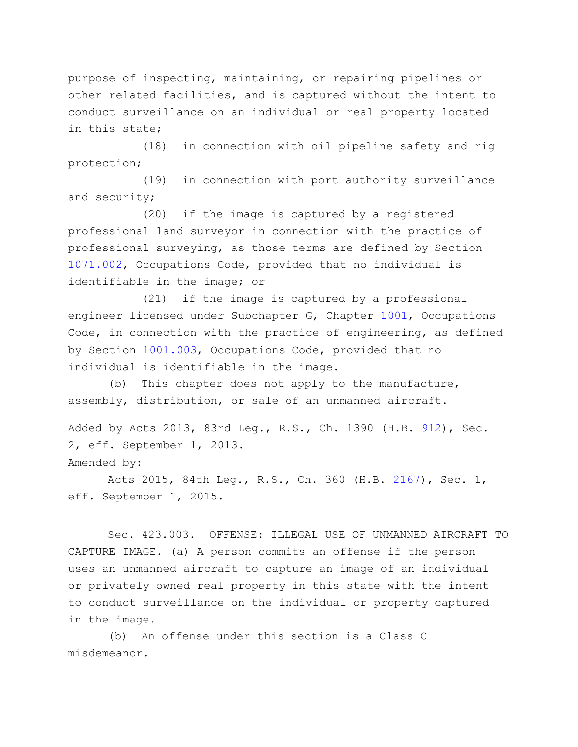purpose of inspecting, maintaining, or repairing pipelines or other related facilities, and is captured without the intent to conduct surveillance on an individual or real property located in this state;

(18) in connection with oil pipeline safety and rig protection;

(19) in connection with port authority surveillance and security;

(20) if the image is captured by a registered professional land surveyor in connection with the practice of professional surveying, as those terms are defined by Section 1071.002, Occupations Code, provided that no individual is identifiable in the image; or

(21) if the image is captured by a professional engineer licensed under Subchapter G, Chapter 1001, Occupations Code, in connection with the practice of engineering, as defined by Section 1001.003, Occupations Code, provided that no individual is identifiable in the image.

(b) This chapter does not apply to the manufacture, assembly, distribution, or sale of an unmanned aircraft.

Added by Acts 2013, 83rd Leg., R.S., Ch. 1390 (H.B. 912), Sec. 2, eff. September 1, 2013.

Amended by:

Acts 2015, 84th Leg., R.S., Ch. 360 (H.B. 2167), Sec. 1, eff. September 1, 2015.

Sec. 423.003. OFFENSE: ILLEGAL USE OF UNMANNED AIRCRAFT TO CAPTURE IMAGE. (a) A person commits an offense if the person uses an unmanned aircraft to capture an image of an individual or privately owned real property in this state with the intent to conduct surveillance on the individual or property captured in the image.

(b) An offense under this section is a Class C misdemeanor.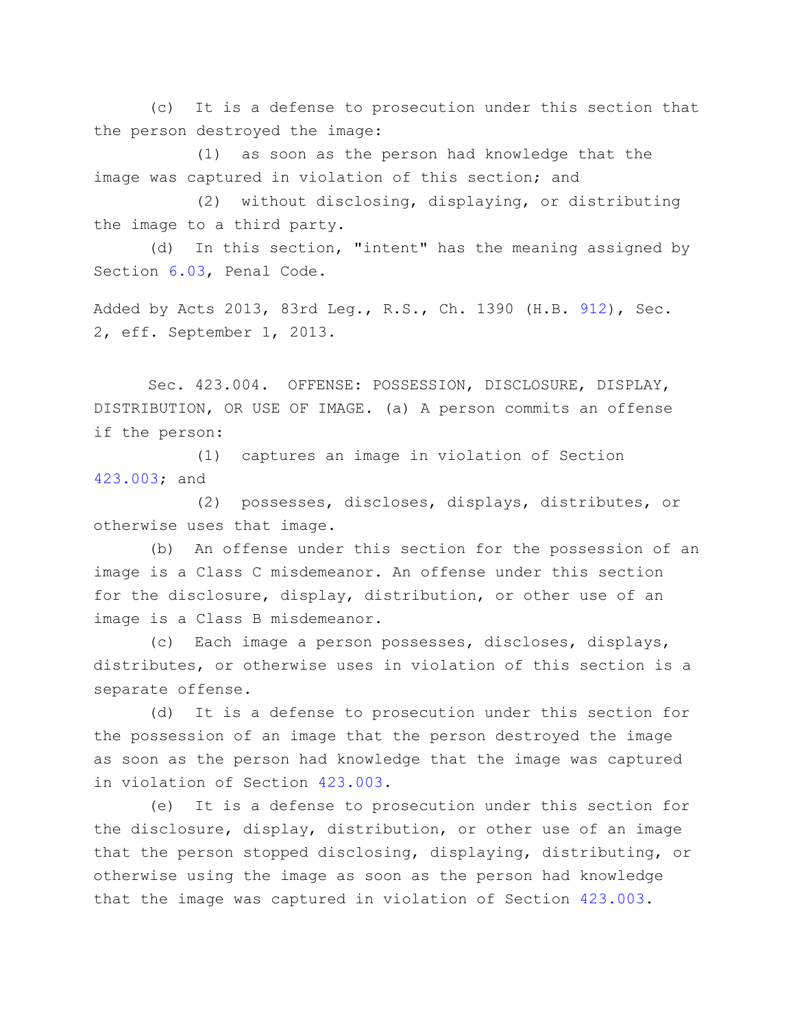(c) It is a defense to prosecution under this section that the person destroyed the image:

(1) as soon as the person had knowledge that the image was captured in violation of this section; and

(2) without disclosing, displaying, or distributing the image to a third party.

(d) In this section, "intent" has the meaning assigned by Section 6.03, Penal Code.

Added by Acts 2013, 83rd Leg., R.S., Ch. 1390 (H.B. 912), Sec. 2, eff. September 1, 2013.

Sec. 423.004. OFFENSE: POSSESSION, DISCLOSURE, DISPLAY, DISTRIBUTION, OR USE OF IMAGE. (a) A person commits an offense if the person:

(1) captures an image in violation of Section 423.003; and

(2) possesses, discloses, displays, distributes, or otherwise uses that image.

(b) An offense under this section for the possession of an image is a Class C misdemeanor. An offense under this section for the disclosure, display, distribution, or other use of an image is a Class B misdemeanor.

(c) Each image a person possesses, discloses, displays, distributes, or otherwise uses in violation of this section is a separate offense.

(d) It is a defense to prosecution under this section for the possession of an image that the person destroyed the image as soon as the person had knowledge that the image was captured in violation of Section 423.003.

(e) It is a defense to prosecution under this section for the disclosure, display, distribution, or other use of an image that the person stopped disclosing, displaying, distributing, or otherwise using the image as soon as the person had knowledge that the image was captured in violation of Section 423.003.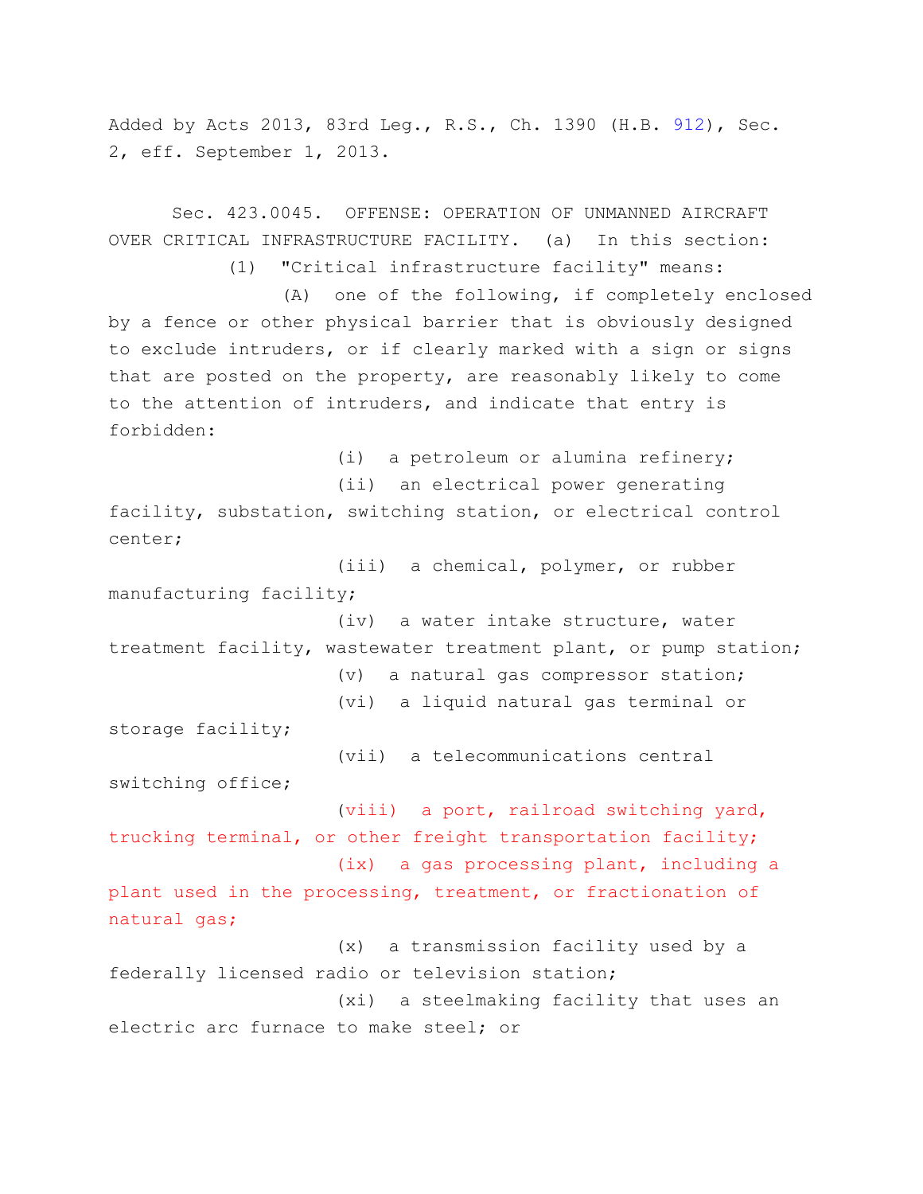Added by Acts 2013, 83rd Leg., R.S., Ch. 1390 (H.B. 912), Sec. 2, eff. September 1, 2013.

Sec. 423.0045. OFFENSE: OPERATION OF UNMANNED AIRCRAFT OVER CRITICAL INFRASTRUCTURE FACILITY. (a) In this section:

(1) "Critical infrastructure facility" means:

(A) one of the following, if completely enclosed by a fence or other physical barrier that is obviously designed to exclude intruders, or if clearly marked with a sign or signs that are posted on the property, are reasonably likely to come to the attention of intruders, and indicate that entry is forbidden:

(i) a petroleum or alumina refinery;

(ii) an electrical power generating facility, substation, switching station, or electrical control center;

(iii) a chemical, polymer, or rubber manufacturing facility;

(iv) a water intake structure, water treatment facility, wastewater treatment plant, or pump station;

(v) a natural gas compressor station;

(vi) a liquid natural gas terminal or storage facility;

(vii) a telecommunications central switching office;

(viii) a port, railroad switching yard, trucking terminal, or other freight transportation facility;

(ix) a gas processing plant, including a plant used in the processing, treatment, or fractionation of natural gas;

(x) a transmission facility used by a federally licensed radio or television station;

(xi) a steelmaking facility that uses an electric arc furnace to make steel; or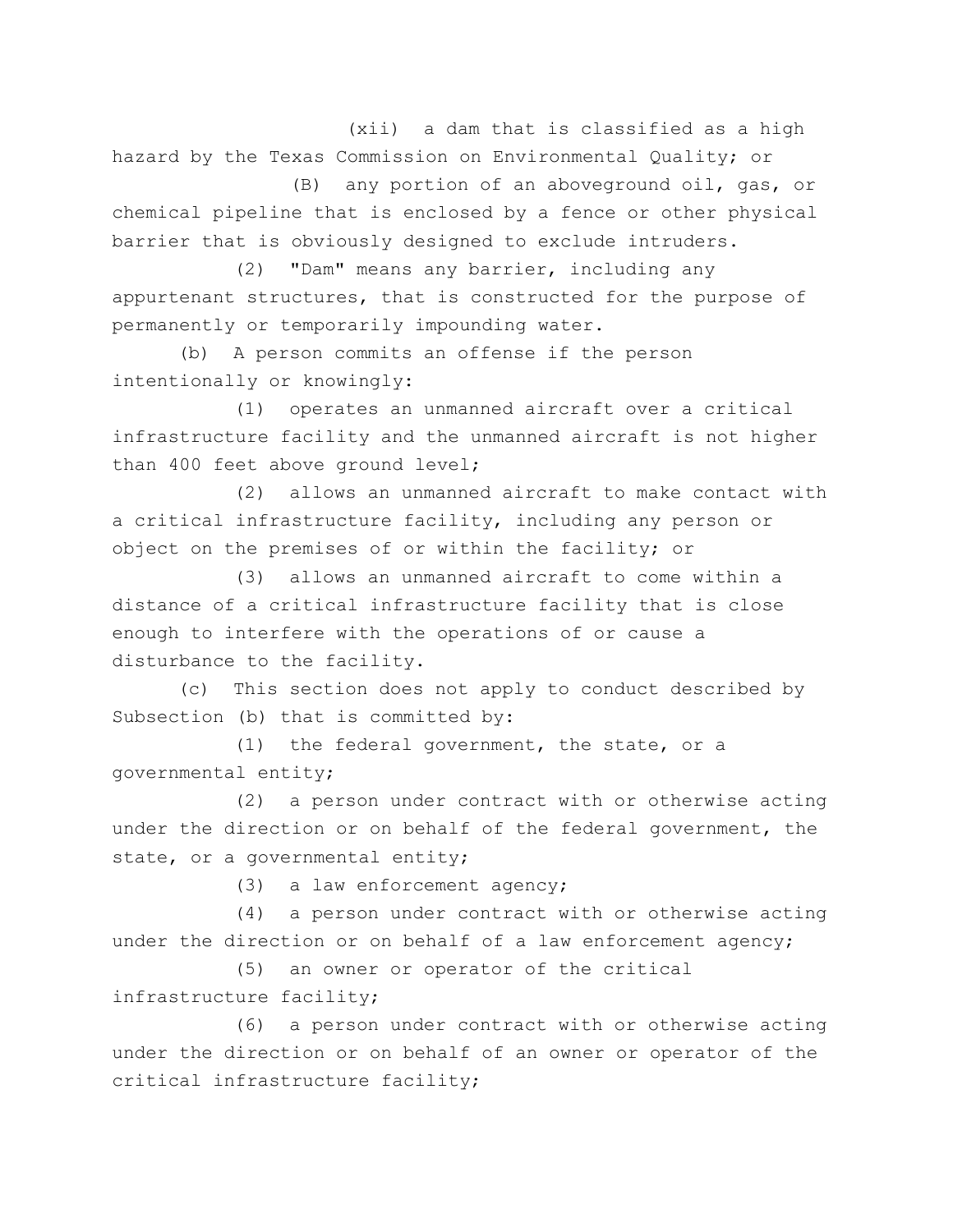(xii) a dam that is classified as a high hazard by the Texas Commission on Environmental Quality; or

(B) any portion of an aboveground oil, gas, or chemical pipeline that is enclosed by a fence or other physical barrier that is obviously designed to exclude intruders.

(2) "Dam" means any barrier, including any appurtenant structures, that is constructed for the purpose of permanently or temporarily impounding water.

(b) A person commits an offense if the person intentionally or knowingly:

(1) operates an unmanned aircraft over a critical infrastructure facility and the unmanned aircraft is not higher than 400 feet above ground level;

(2) allows an unmanned aircraft to make contact with a critical infrastructure facility, including any person or object on the premises of or within the facility; or

(3) allows an unmanned aircraft to come within a distance of a critical infrastructure facility that is close enough to interfere with the operations of or cause a disturbance to the facility.

(c) This section does not apply to conduct described by Subsection (b) that is committed by:

(1) the federal government, the state, or a governmental entity;

(2) a person under contract with or otherwise acting under the direction or on behalf of the federal government, the state, or a governmental entity;

(3) a law enforcement agency;

(4) a person under contract with or otherwise acting under the direction or on behalf of a law enforcement agency;

(5) an owner or operator of the critical infrastructure facility;

(6) a person under contract with or otherwise acting under the direction or on behalf of an owner or operator of the critical infrastructure facility;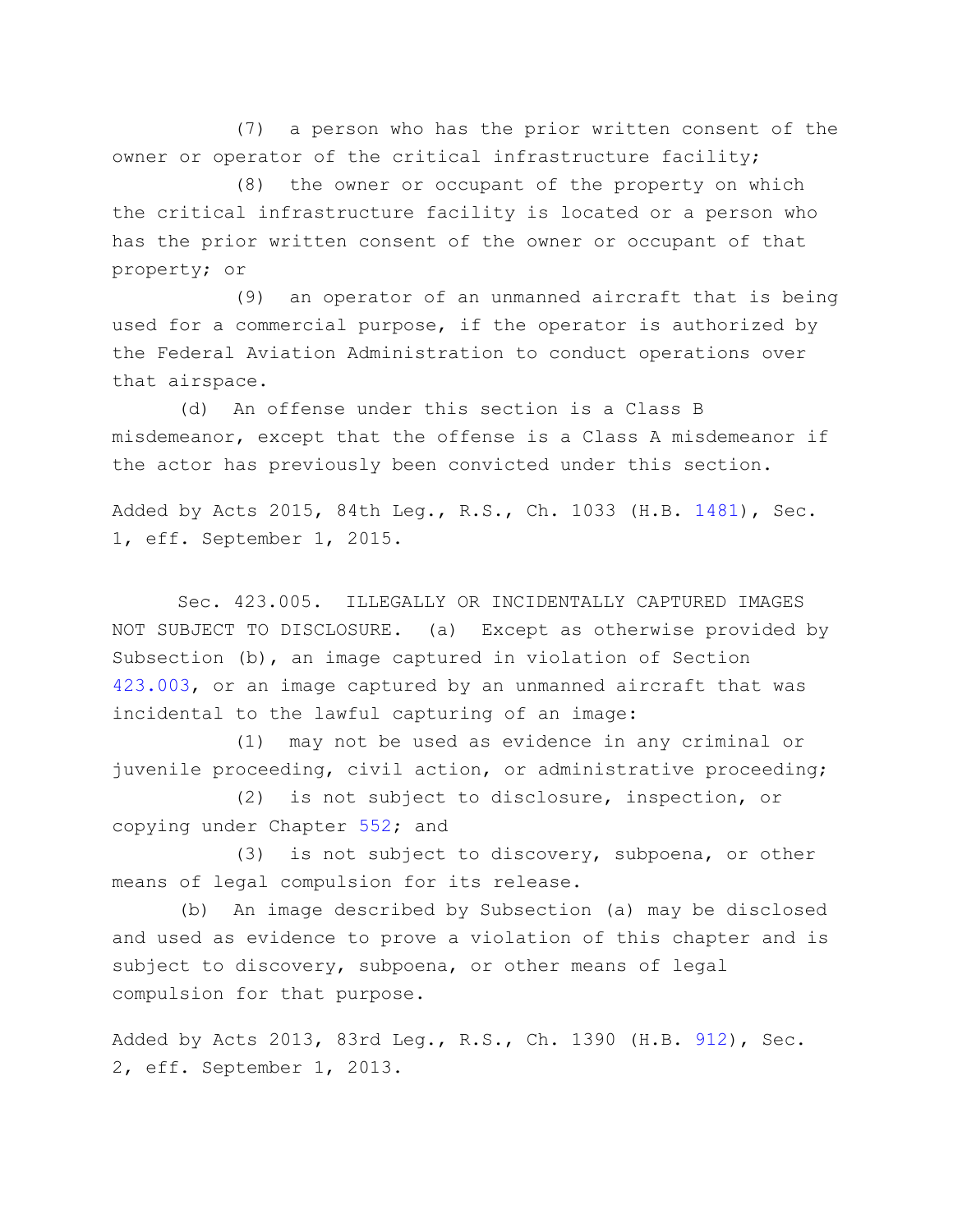(7) a person who has the prior written consent of the owner or operator of the critical infrastructure facility;

(8) the owner or occupant of the property on which the critical infrastructure facility is located or a person who has the prior written consent of the owner or occupant of that property; or

(9) an operator of an unmanned aircraft that is being used for a commercial purpose, if the operator is authorized by the Federal Aviation Administration to conduct operations over that airspace.

(d) An offense under this section is a Class B misdemeanor, except that the offense is a Class A misdemeanor if the actor has previously been convicted under this section.

Added by Acts 2015, 84th Leg., R.S., Ch. 1033 (H.B. 1481), Sec. 1, eff. September 1, 2015.

Sec. 423.005. ILLEGALLY OR INCIDENTALLY CAPTURED IMAGES NOT SUBJECT TO DISCLOSURE. (a) Except as otherwise provided by Subsection (b), an image captured in violation of Section 423.003, or an image captured by an unmanned aircraft that was incidental to the lawful capturing of an image:

(1) may not be used as evidence in any criminal or juvenile proceeding, civil action, or administrative proceeding;

(2) is not subject to disclosure, inspection, or copying under Chapter 552; and

(3) is not subject to discovery, subpoena, or other means of legal compulsion for its release.

(b) An image described by Subsection (a) may be disclosed and used as evidence to prove a violation of this chapter and is subject to discovery, subpoena, or other means of legal compulsion for that purpose.

Added by Acts 2013, 83rd Leg., R.S., Ch. 1390 (H.B. 912), Sec. 2, eff. September 1, 2013.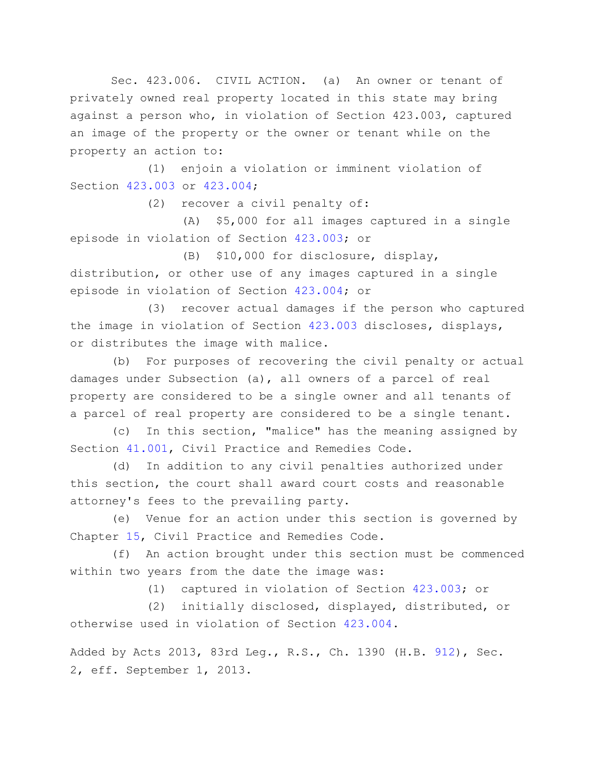Sec. 423.006. CIVIL ACTION. (a) An owner or tenant of privately owned real property located in this state may bring against a person who, in violation of Section 423.003, captured an image of the property or the owner or tenant while on the property an action to:

(1) enjoin a violation or imminent violation of Section 423.003 or 423.004;

(2) recover a civil penalty of:

(A) $5,000 for all images captured in a single episode in violation of Section 423.003; or

(B) $10,000 for disclosure, display, distribution, or other use of any images captured in a single episode in violation of Section 423.004; or

(3) recover actual damages if the person who captured the image in violation of Section 423.003 discloses, displays, or distributes the image with malice.

(b) For purposes of recovering the civil penalty or actual damages under Subsection (a), all owners of a parcel of real property are considered to be a single owner and all tenants of a parcel of real property are considered to be a single tenant.

(c) In this section, "malice" has the meaning assigned by Section 41.001, Civil Practice and Remedies Code.

(d) In addition to any civil penalties authorized under this section, the court shall award court costs and reasonable attorney's fees to the prevailing party.

(e) Venue for an action under this section is governed by Chapter 15, Civil Practice and Remedies Code.

(f) An action brought under this section must be commenced within two years from the date the image was:

(1) captured in violation of Section 423.003; or

(2) initially disclosed, displayed, distributed, or otherwise used in violation of Section 423.004.

Added by Acts 2013, 83rd Leg., R.S., Ch. 1390 (H.B. 912), Sec. 2, eff. September 1, 2013.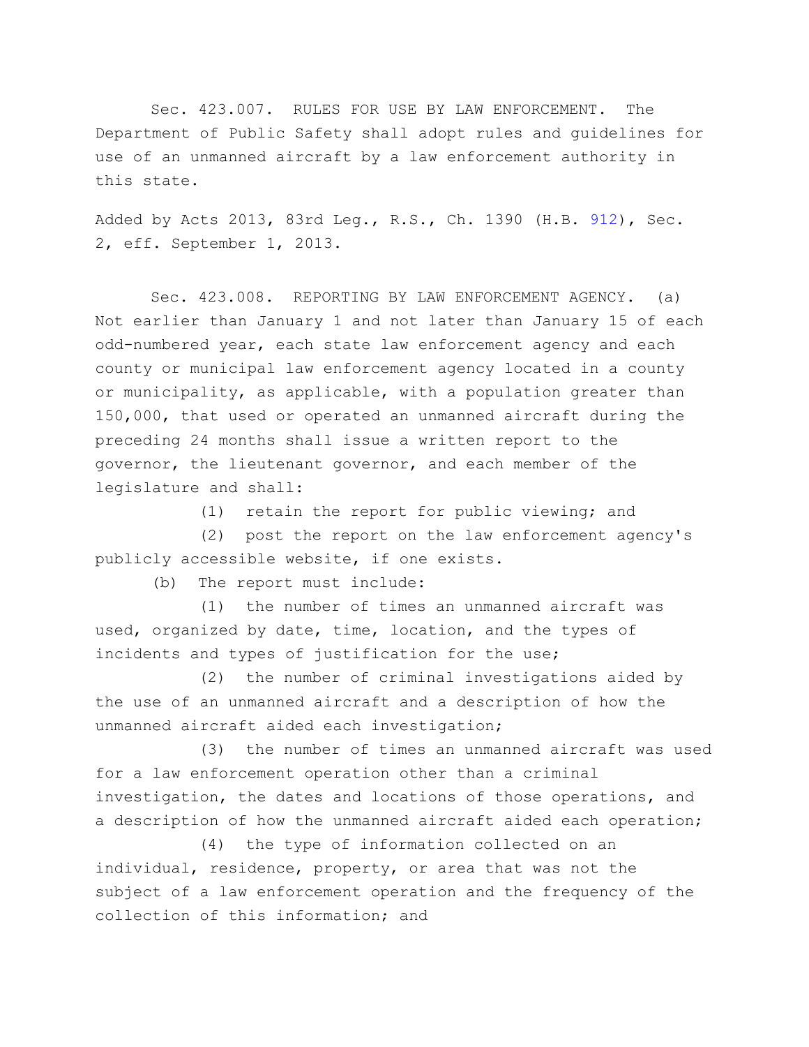Sec. 423.007. RULES FOR USE BY LAW ENFORCEMENT. The Department of Public Safety shall adopt rules and guidelines for use of an unmanned aircraft by a law enforcement authority in this state.

Added by Acts 2013, 83rd Leg., R.S., Ch. 1390 (H.B. 912), Sec. 2, eff. September 1, 2013.

Sec. 423.008. REPORTING BY LAW ENFORCEMENT AGENCY. (a) Not earlier than January 1 and not later than January 15 of each odd-numbered year, each state law enforcement agency and each county or municipal law enforcement agency located in a county or municipality, as applicable, with a population greater than 150,000, that used or operated an unmanned aircraft during the preceding 24 months shall issue a written report to the governor, the lieutenant governor, and each member of the legislature and shall:

(1) retain the report for public viewing; and

(2) post the report on the law enforcement agency's publicly accessible website, if one exists.

(b) The report must include:

(1) the number of times an unmanned aircraft was used, organized by date, time, location, and the types of incidents and types of justification for the use;

(2) the number of criminal investigations aided by the use of an unmanned aircraft and a description of how the unmanned aircraft aided each investigation;

(3) the number of times an unmanned aircraft was used for a law enforcement operation other than a criminal investigation, the dates and locations of those operations, and a description of how the unmanned aircraft aided each operation;

(4) the type of information collected on an individual, residence, property, or area that was not the subject of a law enforcement operation and the frequency of the collection of this information; and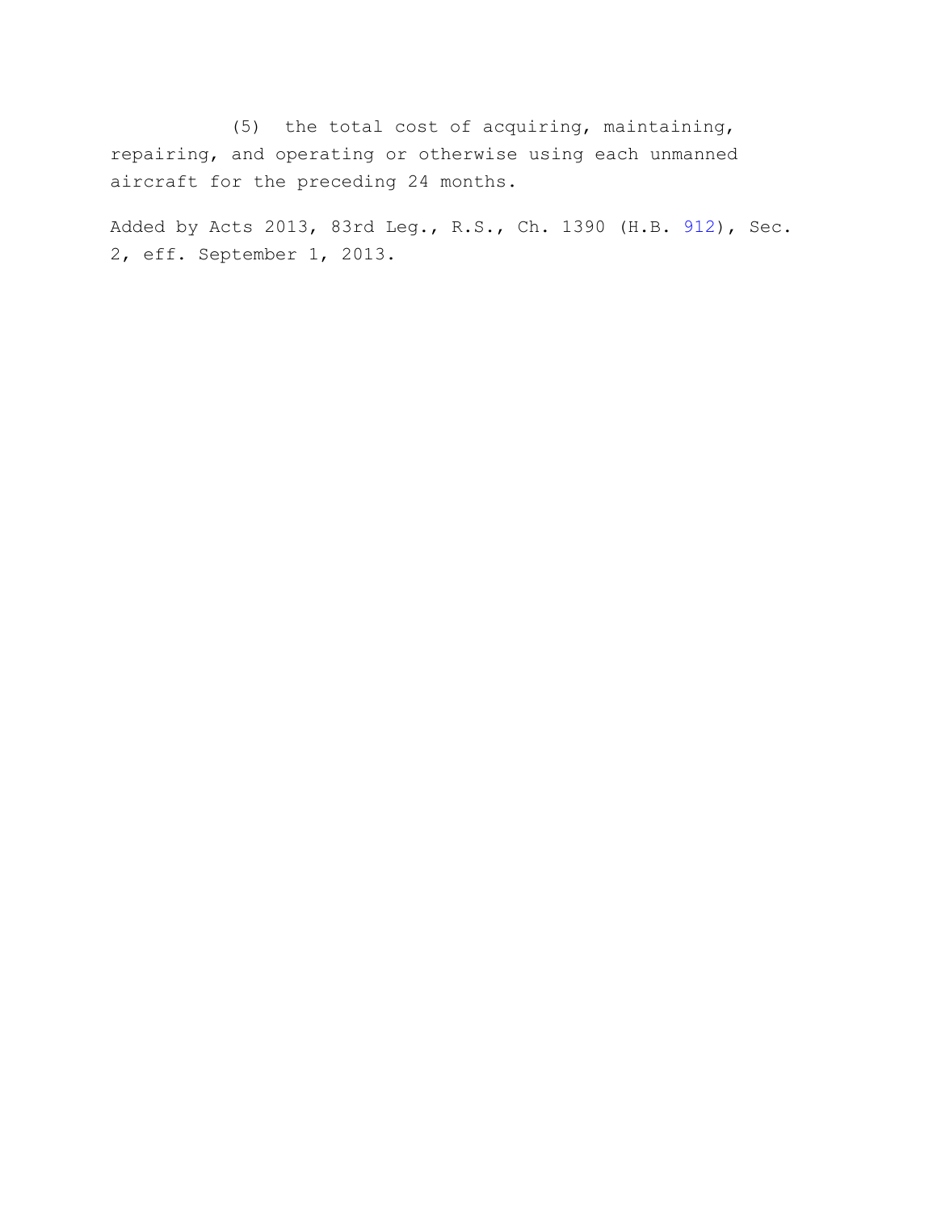(5) the total cost of acquiring, maintaining, repairing, and operating or otherwise using each unmanned aircraft for the preceding 24 months.

Added by Acts 2013, 83rd Leg., R.S., Ch. 1390 (H.B. 912), Sec. 2, eff. September 1, 2013.